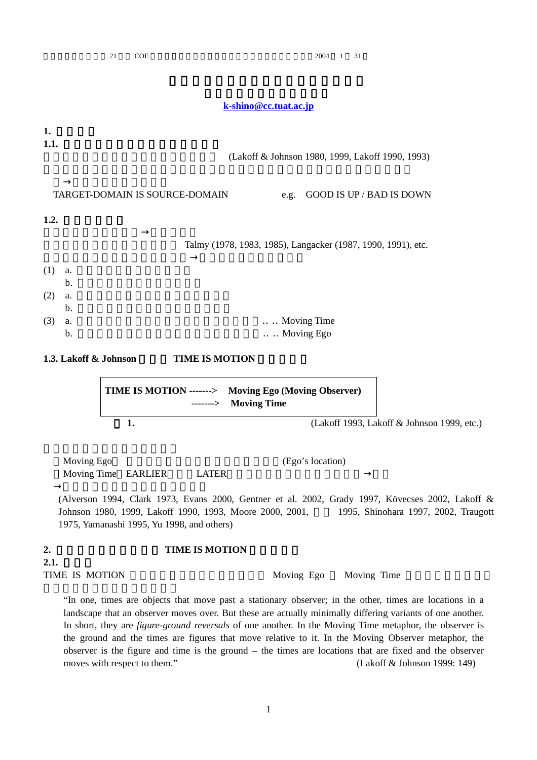**k-shino@cc.tuat.ac.jp**

**1.**

**1.1.**

(Lakoff & Johnson 1980, 1999, Lakoff 1990, 1993)

→

TARGET-DOMAIN IS SOURCE-DOMAIN e.g. GOOD IS UP / BAD IS DOWN

**1.2.**

→

Talmy (1978, 1983, 1985), Langacker (1987, 1990, 1991), etc.

→

(1) a.

b.

(2) a.

b.

(3) a. .. .. Moving Time

b. .. .. Moving Ego

**1.3. Lakoff & Johnson TIME IS MOTION**

| |
|---|
| **TIME IS MOTION -------> Moving Ego (Moving Observer)** |
| **-------> Moving Time** |

**1.** (Lakoff 1993, Lakoff & Johnson 1999, etc.)

Moving Ego (Ego's location)

Moving Time EARLIER LATER →

→

(Alverson 1994, Clark 1973, Evans 2000, Gentner et al. 2002, Grady 1997, Kövecses 2002, Lakoff & Johnson 1980, 1999, Lakoff 1990, 1993, Moore 2000, 2001, 1995, Shinohara 1997, 2002, Traugott 1975, Yamanashi 1995, Yu 1998, and others)

## 2. TIME IS MOTION

**2.1.**

TIME IS MOTION Moving Ego Moving Time

> "In one, times are objects that move past a stationary observer; in the other, times are locations in a landscape that an observer moves over. But these are actually minimally differing variants of one another. In short, they are *figure-ground reversals* of one another. In the Moving Time metaphor, the observer is the ground and the times are figures that move relative to it. In the Moving Observer metaphor, the observer is the figure and time is the ground – the times are locations that are fixed and the observer moves with respect to them." (Lakoff & Johnson 1999: 149)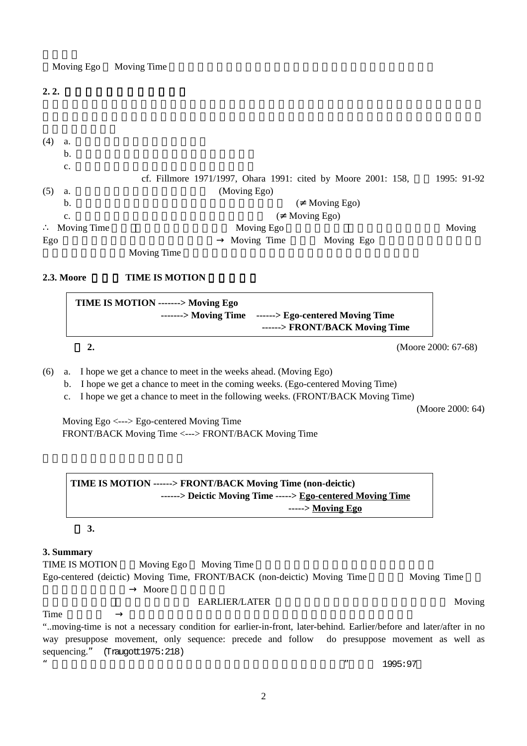Moving Ego Moving Time

**2. 2.**

(4) a.
b.
c.
cf. Fillmore 1971/1997, Ohara 1991: cited by Moore 2001: 158, 1995: 91-92

(5) a. (Moving Ego)
b. (≠ Moving Ego)
c. (≠ Moving Ego)

∴ Moving Time Moving Ego Moving Ego → Moving Time Moving Ego Moving Time

**2.3. Moore TIME IS MOTION**

```
TIME IS MOTION -------> Moving Ego
               -------> Moving Time   ------> Ego-centered Moving Time
                                      ------> FRONT/BACK Moving Time
```

**2.** (Moore 2000: 67-68)

(6) a. I hope we get a chance to meet in the weeks ahead. (Moving Ego)
b. I hope we get a chance to meet in the coming weeks. (Ego-centered Moving Time)
c. I hope we get a chance to meet in the following weeks. (FRONT/BACK Moving Time)

(Moore 2000: 64)

Moving Ego <---> Ego-centered Moving Time
FRONT/BACK Moving Time <---> FRONT/BACK Moving Time

```
TIME IS MOTION ------> FRONT/BACK Moving Time (non-deictic)
               ------> Deictic Moving Time -----> Ego-centered Moving Time
                                           -----> Moving Ego
```

**3.**

**3. Summary**

TIME IS MOTION Moving Ego Moving Time
Ego-centered (deictic) Moving Time, FRONT/BACK (non-deictic) Moving Time Moving Time → Moore
EARLIER/LATER Moving Time →

"..moving-time is not a necessary condition for earlier-in-front, later-behind. Earlier/before and later/after in no way presuppose movement, only sequence: precede and follow do presuppose movement as well as sequencing." (Traugott 1975:218)

" " 1995:97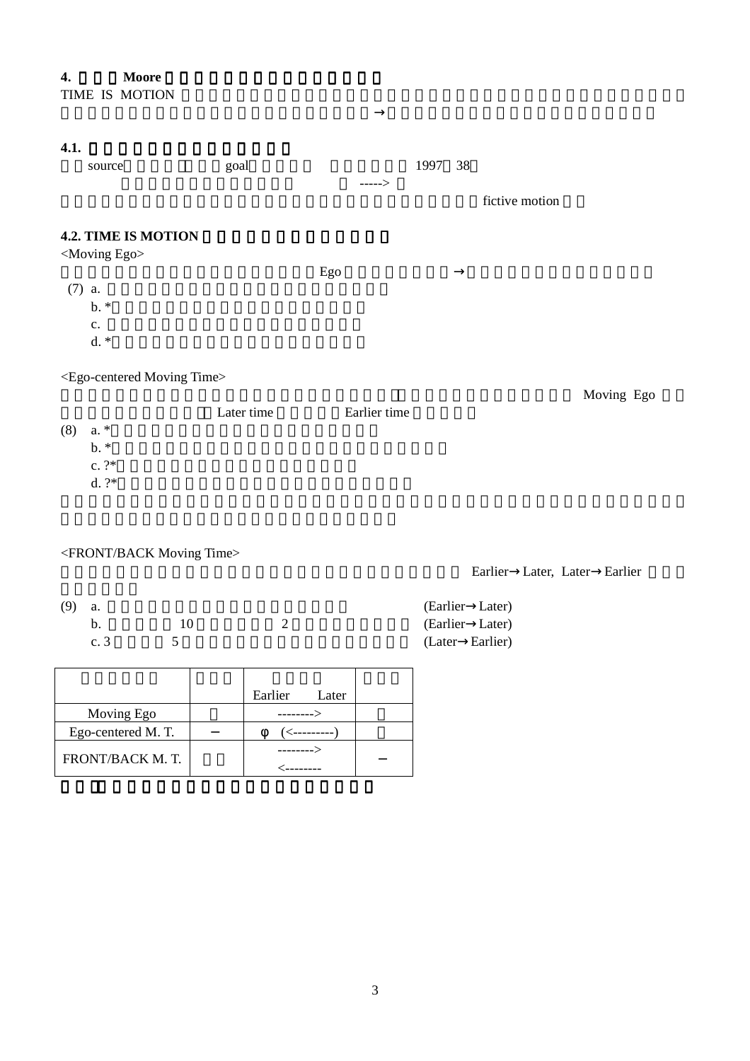**4. Moore**

TIME IS MOTION

→

**4.1.**

source goal 1997 38

----->

fictive motion

**4.2. TIME IS MOTION**

<Moving Ego>

Ego →

(7) a.

b. *

c.

d. *

<Ego-centered Moving Time>

Moving Ego

Later time Earlier time

(8) a. *

b. *

c. ?*

d. ?*

<FRONT/BACK Moving Time>

Earlier→Later, Later→Earlier

(9) a. (Earlier→Later)

b. 10 2 (Earlier→Later)

c. 3 5 (Later→Earlier)

| | | Earlier Later | |
|---|---|---|---|
| Moving Ego | | --------> | |
| Ego-centered M. T. | − | φ (<---------) | |
| FRONT/BACK M. T. | | --------> <-------- | − |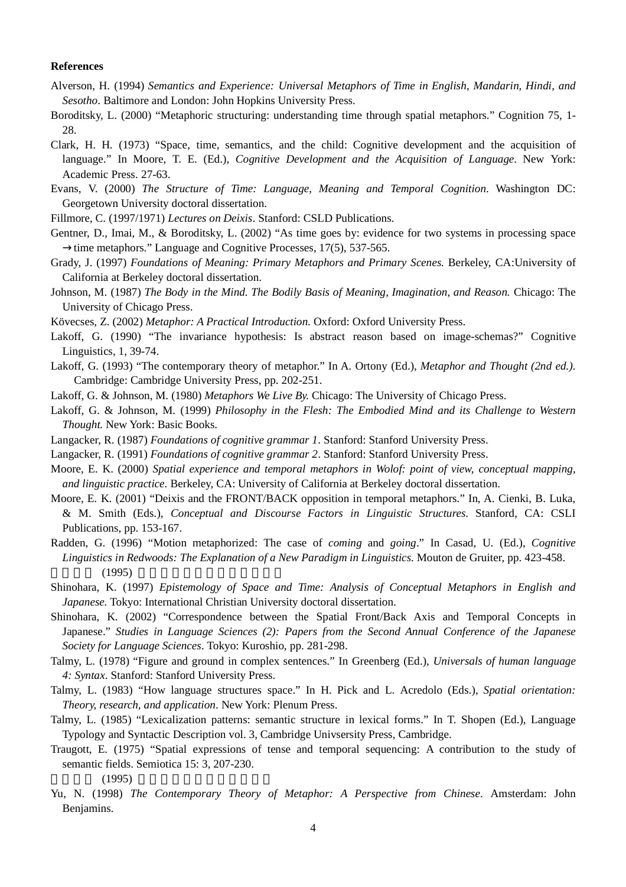**References**

Alverson, H. (1994) *Semantics and Experience: Universal Metaphors of Time in English, Mandarin, Hindi, and Sesotho*. Baltimore and London: John Hopkins University Press.

Boroditsky, L. (2000) "Metaphoric structuring: understanding time through spatial metaphors." Cognition 75, 1-28.

Clark, H. H. (1973) "Space, time, semantics, and the child: Cognitive development and the acquisition of language." In Moore, T. E. (Ed.), *Cognitive Development and the Acquisition of Language*. New York: Academic Press. 27-63.

Evans, V. (2000) *The Structure of Time: Language, Meaning and Temporal Cognition*. Washington DC: Georgetown University doctoral dissertation.

Fillmore, C. (1997/1971) *Lectures on Deixis*. Stanford: CSLD Publications.

Gentner, D., Imai, M., & Boroditsky, L. (2002) "As time goes by: evidence for two systems in processing space →time metaphors." Language and Cognitive Processes, 17(5), 537-565.

Grady, J. (1997) *Foundations of Meaning: Primary Metaphors and Primary Scenes.* Berkeley, CA:University of California at Berkeley doctoral dissertation.

Johnson, M. (1987) *The Body in the Mind. The Bodily Basis of Meaning, Imagination, and Reason.* Chicago: The University of Chicago Press.

Kövecses, Z. (2002) *Metaphor: A Practical Introduction.* Oxford: Oxford University Press.

Lakoff, G. (1990) "The invariance hypothesis: Is abstract reason based on image-schemas?" Cognitive Linguistics, 1, 39-74.

Lakoff, G. (1993) "The contemporary theory of metaphor." In A. Ortony (Ed.), *Metaphor and Thought (2nd ed.).* Cambridge: Cambridge University Press, pp. 202-251.

Lakoff, G. & Johnson, M. (1980) *Metaphors We Live By.* Chicago: The University of Chicago Press.

Lakoff, G. & Johnson, M. (1999) *Philosophy in the Flesh: The Embodied Mind and its Challenge to Western Thought.* New York: Basic Books.

Langacker, R. (1987) *Foundations of cognitive grammar 1*. Stanford: Stanford University Press.

Langacker, R. (1991) *Foundations of cognitive grammar 2*. Stanford: Stanford University Press.

Moore, E. K. (2000) *Spatial experience and temporal metaphors in Wolof: point of view, conceptual mapping, and linguistic practice.* Berkeley, CA: University of California at Berkeley doctoral dissertation.

Moore, E. K. (2001) "Deixis and the FRONT/BACK opposition in temporal metaphors." In, A. Cienki, B. Luka, & M. Smith (Eds.), *Conceptual and Discourse Factors in Linguistic Structures.* Stanford, CA: CSLI Publications, pp. 153-167.

Radden, G. (1996) "Motion metaphorized: The case of *coming* and *going*." In Casad, U. (Ed.), *Cognitive Linguistics in Redwoods: The Explanation of a New Paradigm in Linguistics.* Mouton de Gruiter, pp. 423-458.

□□□□ (1995) □□□□□□□□□□□□□

Shinohara, K. (1997) *Epistemology of Space and Time: Analysis of Conceptual Metaphors in English and Japanese.* Tokyo: International Christian University doctoral dissertation.

Shinohara, K. (2002) "Correspondence between the Spatial Front/Back Axis and Temporal Concepts in Japanese." *Studies in Language Sciences (2): Papers from the Second Annual Conference of the Japanese Society for Language Sciences*. Tokyo: Kuroshio, pp. 281-298.

Talmy, L. (1978) "Figure and ground in complex sentences." In Greenberg (Ed.), *Universals of human language 4: Syntax*. Stanford: Stanford University Press.

Talmy, L. (1983) "How language structures space." In H. Pick and L. Acredolo (Eds.), *Spatial orientation: Theory, research, and application*. New York: Plenum Press.

Talmy, L. (1985) "Lexicalization patterns: semantic structure in lexical forms." In T. Shopen (Ed.), Language Typology and Syntactic Description vol. 3, Cambridge Univsersity Press, Cambridge.

Traugott, E. (1975) "Spatial expressions of tense and temporal sequencing: A contribution to the study of semantic fields. Semiotica 15: 3, 207-230.

□□□□ (1995) □□□□□□□□□□□□

Yu, N. (1998) *The Contemporary Theory of Metaphor: A Perspective from Chinese*. Amsterdam: John Benjamins.